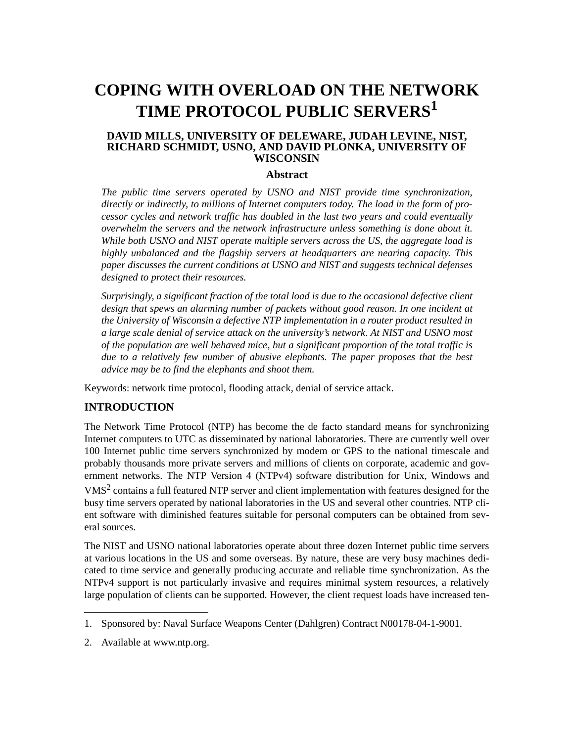# COPING WITH OVERLOAD ON THE NETWORK TIME PROTOCOL PUBLIC SERVERS[1]

**DAVID MILLS, UNIVERSITY OF DELEWARE, JUDAH LEVINE, NIST, RICHARD SCHMIDT, USNO, AND DAVID PLONKA, UNIVERSITY OF WISCONSIN**

### Abstract

*The public time servers operated by USNO and NIST provide time synchronization, directly or indirectly, to millions of Internet computers today. The load in the form of processor cycles and network traffic has doubled in the last two years and could eventually overwhelm the servers and the network infrastructure unless something is done about it. While both USNO and NIST operate multiple servers across the US, the aggregate load is highly unbalanced and the flagship servers at headquarters are nearing capacity. This paper discusses the current conditions at USNO and NIST and suggests technical defenses designed to protect their resources.*

*Surprisingly, a significant fraction of the total load is due to the occasional defective client design that spews an alarming number of packets without good reason. In one incident at the University of Wisconsin a defective NTP implementation in a router product resulted in a large scale denial of service attack on the university's network. At NIST and USNO most of the population are well behaved mice, but a significant proportion of the total traffic is due to a relatively few number of abusive elephants. The paper proposes that the best advice may be to find the elephants and shoot them.*

Keywords: network time protocol, flooding attack, denial of service attack.

## INTRODUCTION

The Network Time Protocol (NTP) has become the de facto standard means for synchronizing Internet computers to UTC as disseminated by national laboratories. There are currently well over 100 Internet public time servers synchronized by modem or GPS to the national timescale and probably thousands more private servers and millions of clients on corporate, academic and government networks. The NTP Version 4 (NTPv4) software distribution for Unix, Windows and VMS[2] contains a full featured NTP server and client implementation with features designed for the busy time servers operated by national laboratories in the US and several other countries. NTP client software with diminished features suitable for personal computers can be obtained from several sources.

The NIST and USNO national laboratories operate about three dozen Internet public time servers at various locations in the US and some overseas. By nature, these are very busy machines dedicated to time service and generally producing accurate and reliable time synchronization. As the NTPv4 support is not particularly invasive and requires minimal system resources, a relatively large population of clients can be supported. However, the client request loads have increased ten-

---

1. Sponsored by: Naval Surface Weapons Center (Dahlgren) Contract N00178-04-1-9001.
2. Available at www.ntp.org.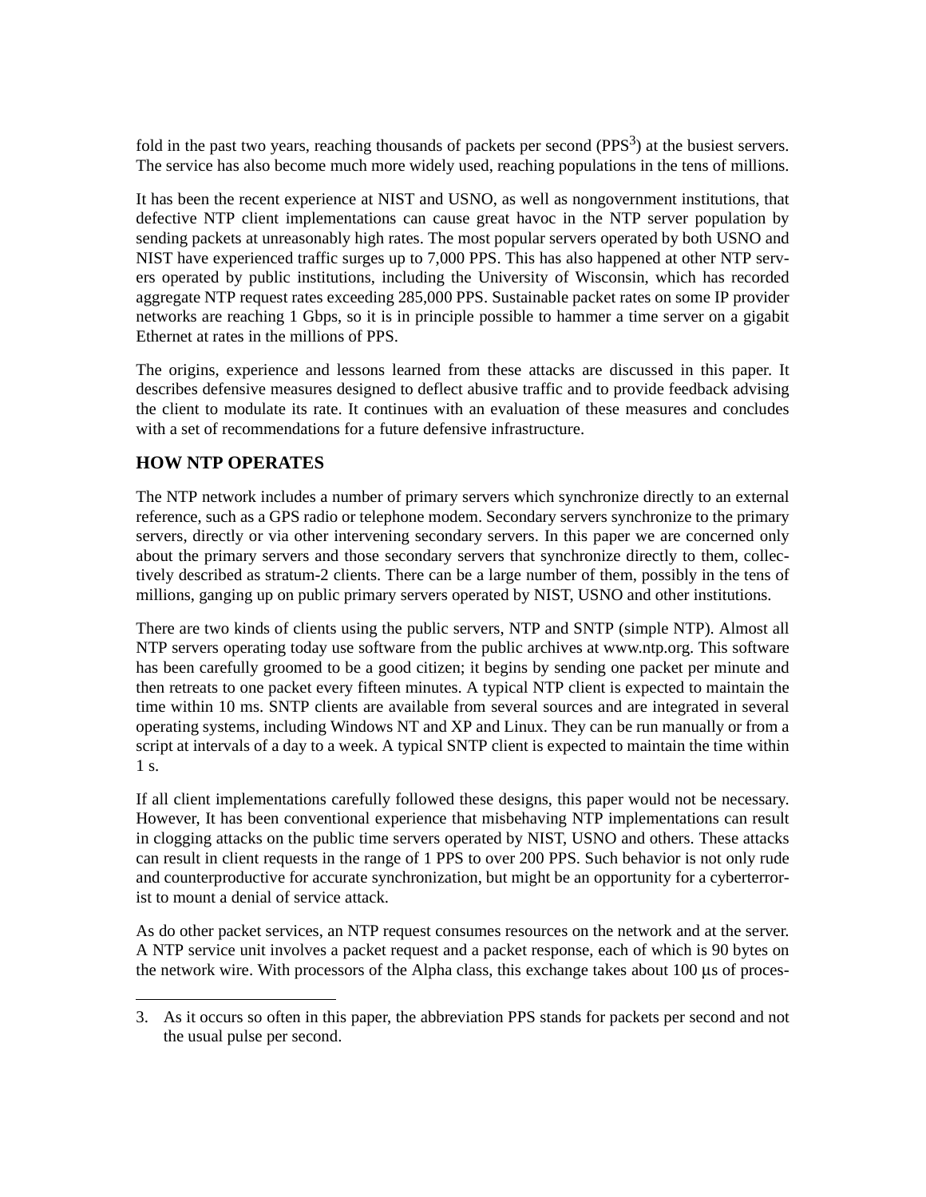fold in the past two years, reaching thousands of packets per second (PPS[3]) at the busiest servers. The service has also become much more widely used, reaching populations in the tens of millions.

It has been the recent experience at NIST and USNO, as well as nongovernment institutions, that defective NTP client implementations can cause great havoc in the NTP server population by sending packets at unreasonably high rates. The most popular servers operated by both USNO and NIST have experienced traffic surges up to 7,000 PPS. This has also happened at other NTP servers operated by public institutions, including the University of Wisconsin, which has recorded aggregate NTP request rates exceeding 285,000 PPS. Sustainable packet rates on some IP provider networks are reaching 1 Gbps, so it is in principle possible to hammer a time server on a gigabit Ethernet at rates in the millions of PPS.

The origins, experience and lessons learned from these attacks are discussed in this paper. It describes defensive measures designed to deflect abusive traffic and to provide feedback advising the client to modulate its rate. It continues with an evaluation of these measures and concludes with a set of recommendations for a future defensive infrastructure.

## HOW NTP OPERATES

The NTP network includes a number of primary servers which synchronize directly to an external reference, such as a GPS radio or telephone modem. Secondary servers synchronize to the primary servers, directly or via other intervening secondary servers. In this paper we are concerned only about the primary servers and those secondary servers that synchronize directly to them, collectively described as stratum-2 clients. There can be a large number of them, possibly in the tens of millions, ganging up on public primary servers operated by NIST, USNO and other institutions.

There are two kinds of clients using the public servers, NTP and SNTP (simple NTP). Almost all NTP servers operating today use software from the public archives at www.ntp.org. This software has been carefully groomed to be a good citizen; it begins by sending one packet per minute and then retreats to one packet every fifteen minutes. A typical NTP client is expected to maintain the time within 10 ms. SNTP clients are available from several sources and are integrated in several operating systems, including Windows NT and XP and Linux. They can be run manually or from a script at intervals of a day to a week. A typical SNTP client is expected to maintain the time within 1 s.

If all client implementations carefully followed these designs, this paper would not be necessary. However, It has been conventional experience that misbehaving NTP implementations can result in clogging attacks on the public time servers operated by NIST, USNO and others. These attacks can result in client requests in the range of 1 PPS to over 200 PPS. Such behavior is not only rude and counterproductive for accurate synchronization, but might be an opportunity for a cyberterrorist to mount a denial of service attack.

As do other packet services, an NTP request consumes resources on the network and at the server. A NTP service unit involves a packet request and a packet response, each of which is 90 bytes on the network wire. With processors of the Alpha class, this exchange takes about 100 μs of proces-

---

3. As it occurs so often in this paper, the abbreviation PPS stands for packets per second and not the usual pulse per second.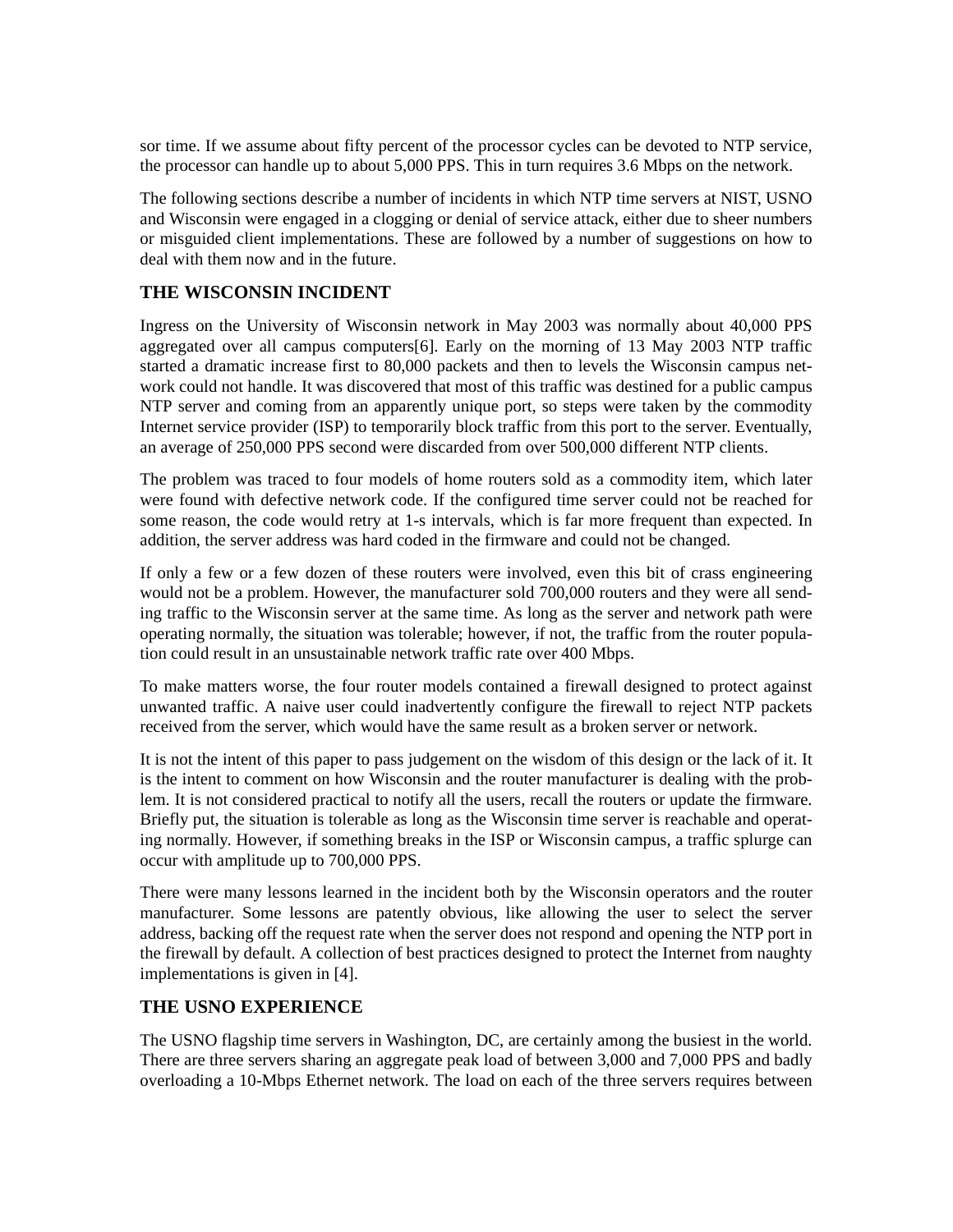sor time. If we assume about fifty percent of the processor cycles can be devoted to NTP service, the processor can handle up to about 5,000 PPS. This in turn requires 3.6 Mbps on the network.

The following sections describe a number of incidents in which NTP time servers at NIST, USNO and Wisconsin were engaged in a clogging or denial of service attack, either due to sheer numbers or misguided client implementations. These are followed by a number of suggestions on how to deal with them now and in the future.

## THE WISCONSIN INCIDENT

Ingress on the University of Wisconsin network in May 2003 was normally about 40,000 PPS aggregated over all campus computers[6]. Early on the morning of 13 May 2003 NTP traffic started a dramatic increase first to 80,000 packets and then to levels the Wisconsin campus network could not handle. It was discovered that most of this traffic was destined for a public campus NTP server and coming from an apparently unique port, so steps were taken by the commodity Internet service provider (ISP) to temporarily block traffic from this port to the server. Eventually, an average of 250,000 PPS second were discarded from over 500,000 different NTP clients.

The problem was traced to four models of home routers sold as a commodity item, which later were found with defective network code. If the configured time server could not be reached for some reason, the code would retry at 1-s intervals, which is far more frequent than expected. In addition, the server address was hard coded in the firmware and could not be changed.

If only a few or a few dozen of these routers were involved, even this bit of crass engineering would not be a problem. However, the manufacturer sold 700,000 routers and they were all sending traffic to the Wisconsin server at the same time. As long as the server and network path were operating normally, the situation was tolerable; however, if not, the traffic from the router population could result in an unsustainable network traffic rate over 400 Mbps.

To make matters worse, the four router models contained a firewall designed to protect against unwanted traffic. A naive user could inadvertently configure the firewall to reject NTP packets received from the server, which would have the same result as a broken server or network.

It is not the intent of this paper to pass judgement on the wisdom of this design or the lack of it. It is the intent to comment on how Wisconsin and the router manufacturer is dealing with the problem. It is not considered practical to notify all the users, recall the routers or update the firmware. Briefly put, the situation is tolerable as long as the Wisconsin time server is reachable and operating normally. However, if something breaks in the ISP or Wisconsin campus, a traffic splurge can occur with amplitude up to 700,000 PPS.

There were many lessons learned in the incident both by the Wisconsin operators and the router manufacturer. Some lessons are patently obvious, like allowing the user to select the server address, backing off the request rate when the server does not respond and opening the NTP port in the firewall by default. A collection of best practices designed to protect the Internet from naughty implementations is given in [4].

## THE USNO EXPERIENCE

The USNO flagship time servers in Washington, DC, are certainly among the busiest in the world. There are three servers sharing an aggregate peak load of between 3,000 and 7,000 PPS and badly overloading a 10-Mbps Ethernet network. The load on each of the three servers requires between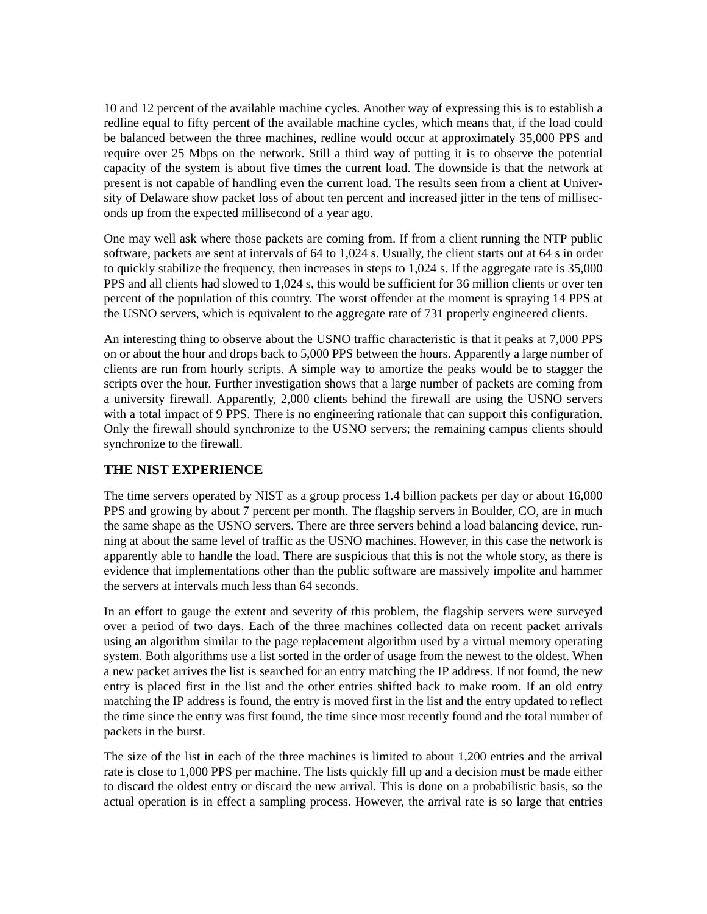10 and 12 percent of the available machine cycles. Another way of expressing this is to establish a redline equal to fifty percent of the available machine cycles, which means that, if the load could be balanced between the three machines, redline would occur at approximately 35,000 PPS and require over 25 Mbps on the network. Still a third way of putting it is to observe the potential capacity of the system is about five times the current load. The downside is that the network at present is not capable of handling even the current load. The results seen from a client at University of Delaware show packet loss of about ten percent and increased jitter in the tens of milliseconds up from the expected millisecond of a year ago.

One may well ask where those packets are coming from. If from a client running the NTP public software, packets are sent at intervals of 64 to 1,024 s. Usually, the client starts out at 64 s in order to quickly stabilize the frequency, then increases in steps to 1,024 s. If the aggregate rate is 35,000 PPS and all clients had slowed to 1,024 s, this would be sufficient for 36 million clients or over ten percent of the population of this country. The worst offender at the moment is spraying 14 PPS at the USNO servers, which is equivalent to the aggregate rate of 731 properly engineered clients.

An interesting thing to observe about the USNO traffic characteristic is that it peaks at 7,000 PPS on or about the hour and drops back to 5,000 PPS between the hours. Apparently a large number of clients are run from hourly scripts. A simple way to amortize the peaks would be to stagger the scripts over the hour. Further investigation shows that a large number of packets are coming from a university firewall. Apparently, 2,000 clients behind the firewall are using the USNO servers with a total impact of 9 PPS. There is no engineering rationale that can support this configuration. Only the firewall should synchronize to the USNO servers; the remaining campus clients should synchronize to the firewall.

## THE NIST EXPERIENCE

The time servers operated by NIST as a group process 1.4 billion packets per day or about 16,000 PPS and growing by about 7 percent per month. The flagship servers in Boulder, CO, are in much the same shape as the USNO servers. There are three servers behind a load balancing device, running at about the same level of traffic as the USNO machines. However, in this case the network is apparently able to handle the load. There are suspicious that this is not the whole story, as there is evidence that implementations other than the public software are massively impolite and hammer the servers at intervals much less than 64 seconds.

In an effort to gauge the extent and severity of this problem, the flagship servers were surveyed over a period of two days. Each of the three machines collected data on recent packet arrivals using an algorithm similar to the page replacement algorithm used by a virtual memory operating system. Both algorithms use a list sorted in the order of usage from the newest to the oldest. When a new packet arrives the list is searched for an entry matching the IP address. If not found, the new entry is placed first in the list and the other entries shifted back to make room. If an old entry matching the IP address is found, the entry is moved first in the list and the entry updated to reflect the time since the entry was first found, the time since most recently found and the total number of packets in the burst.

The size of the list in each of the three machines is limited to about 1,200 entries and the arrival rate is close to 1,000 PPS per machine. The lists quickly fill up and a decision must be made either to discard the oldest entry or discard the new arrival. This is done on a probabilistic basis, so the actual operation is in effect a sampling process. However, the arrival rate is so large that entries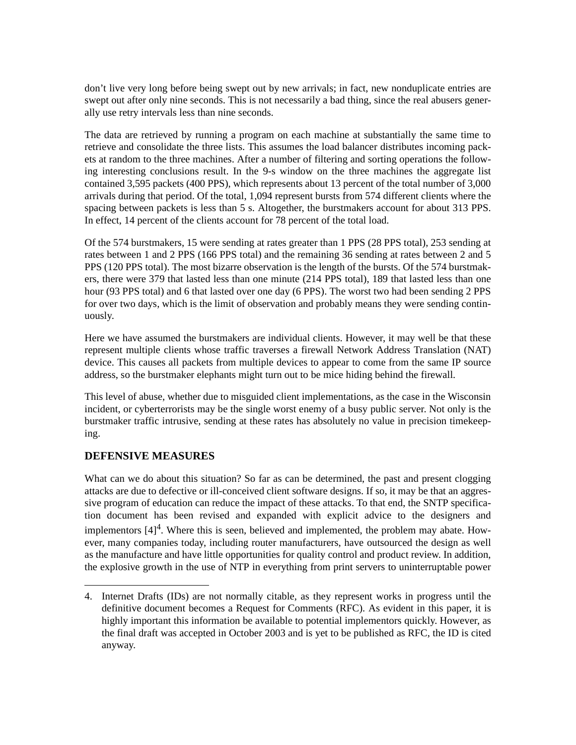don't live very long before being swept out by new arrivals; in fact, new nonduplicate entries are swept out after only nine seconds. This is not necessarily a bad thing, since the real abusers generally use retry intervals less than nine seconds.

The data are retrieved by running a program on each machine at substantially the same time to retrieve and consolidate the three lists. This assumes the load balancer distributes incoming packets at random to the three machines. After a number of filtering and sorting operations the following interesting conclusions result. In the 9-s window on the three machines the aggregate list contained 3,595 packets (400 PPS), which represents about 13 percent of the total number of 3,000 arrivals during that period. Of the total, 1,094 represent bursts from 574 different clients where the spacing between packets is less than 5 s. Altogether, the burstsmakers account for about 313 PPS. In effect, 14 percent of the clients account for 78 percent of the total load.

Of the 574 burstsmakers, 15 were sending at rates greater than 1 PPS (28 PPS total), 253 sending at rates between 1 and 2 PPS (166 PPS total) and the remaining 36 sending at rates between 2 and 5 PPS (120 PPS total). The most bizarre observation is the length of the bursts. Of the 574 burstmakers, there were 379 that lasted less than one minute (214 PPS total), 189 that lasted less than one hour (93 PPS total) and 6 that lasted over one day (6 PPS). The worst two had been sending 2 PPS for over two days, which is the limit of observation and probably means they were sending continuously.

Here we have assumed the burstmakers are individual clients. However, it may well be that these represent multiple clients whose traffic traverses a firewall Network Address Translation (NAT) device. This causes all packets from multiple devices to appear to come from the same IP source address, so the burstmaker elephants might turn out to be mice hiding behind the firewall.

This level of abuse, whether due to misguided client implementations, as the case in the Wisconsin incident, or cyberterrorists may be the single worst enemy of a busy public server. Not only is the burstmaker traffic intrusive, sending at these rates has absolutely no value in precision timekeeping.

## DEFENSIVE MEASURES

What can we do about this situation? So far as can be determined, the past and present clogging attacks are due to defective or ill-conceived client software designs. If so, it may be that an aggressive program of education can reduce the impact of these attacks. To that end, the SNTP specification document has been revised and expanded with explicit advice to the designers and implementors [4][4]. Where this is seen, believed and implemented, the problem may abate. However, many companies today, including router manufacturers, have outsourced the design as well as the manufacture and have little opportunities for quality control and product review. In addition, the explosive growth in the use of NTP in everything from print servers to uninterruptable power

4. Internet Drafts (IDs) are not normally citable, as they represent works in progress until the definitive document becomes a Request for Comments (RFC). As evident in this paper, it is highly important this information be available to potential implementors quickly. However, as the final draft was accepted in October 2003 and is yet to be published as RFC, the ID is cited anyway.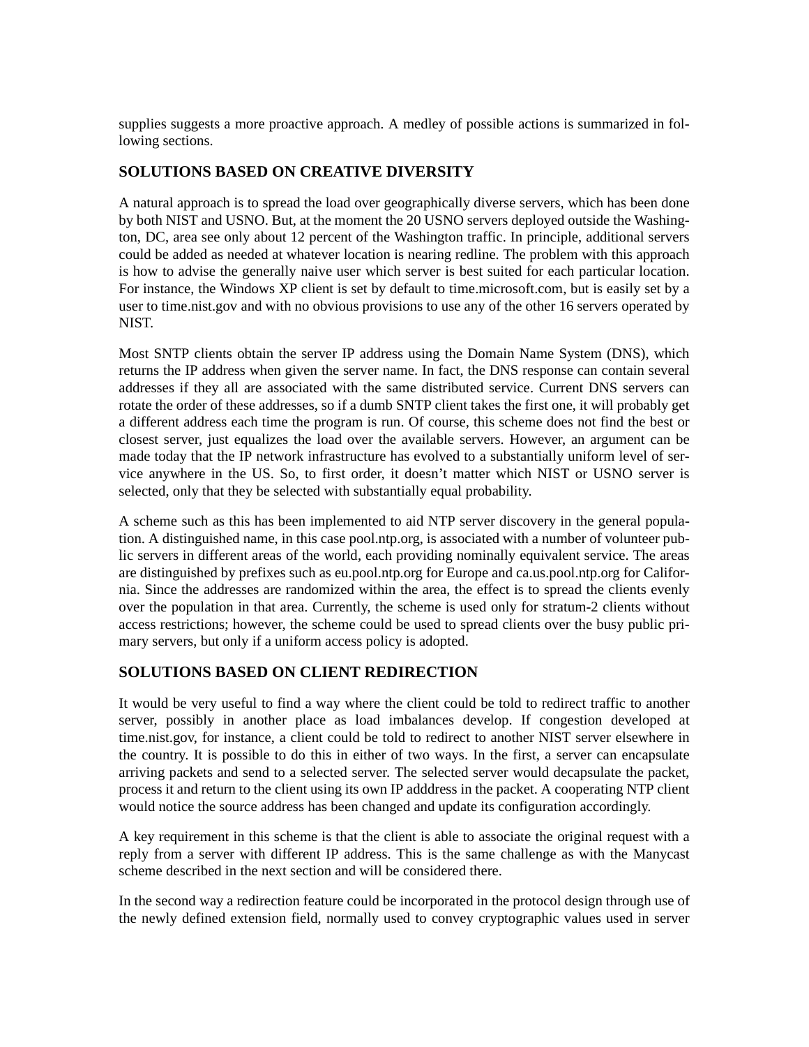supplies suggests a more proactive approach. A medley of possible actions is summarized in following sections.

## SOLUTIONS BASED ON CREATIVE DIVERSITY

A natural approach is to spread the load over geographically diverse servers, which has been done by both NIST and USNO. But, at the moment the 20 USNO servers deployed outside the Washington, DC, area see only about 12 percent of the Washington traffic. In principle, additional servers could be added as needed at whatever location is nearing redline. The problem with this approach is how to advise the generally naive user which server is best suited for each particular location. For instance, the Windows XP client is set by default to time.microsoft.com, but is easily set by a user to time.nist.gov and with no obvious provisions to use any of the other 16 servers operated by NIST.

Most SNTP clients obtain the server IP address using the Domain Name System (DNS), which returns the IP address when given the server name. In fact, the DNS response can contain several addresses if they all are associated with the same distributed service. Current DNS servers can rotate the order of these addresses, so if a dumb SNTP client takes the first one, it will probably get a different address each time the program is run. Of course, this scheme does not find the best or closest server, just equalizes the load over the available servers. However, an argument can be made today that the IP network infrastructure has evolved to a substantially uniform level of service anywhere in the US. So, to first order, it doesn't matter which NIST or USNO server is selected, only that they be selected with substantially equal probability.

A scheme such as this has been implemented to aid NTP server discovery in the general population. A distinguished name, in this case pool.ntp.org, is associated with a number of volunteer public servers in different areas of the world, each providing nominally equivalent service. The areas are distinguished by prefixes such as eu.pool.ntp.org for Europe and ca.us.pool.ntp.org for California. Since the addresses are randomized within the area, the effect is to spread the clients evenly over the population in that area. Currently, the scheme is used only for stratum-2 clients without access restrictions; however, the scheme could be used to spread clients over the busy public primary servers, but only if a uniform access policy is adopted.

## SOLUTIONS BASED ON CLIENT REDIRECTION

It would be very useful to find a way where the client could be told to redirect traffic to another server, possibly in another place as load imbalances develop. If congestion developed at time.nist.gov, for instance, a client could be told to redirect to another NIST server elsewhere in the country. It is possible to do this in either of two ways. In the first, a server can encapsulate arriving packets and send to a selected server. The selected server would decapsulate the packet, process it and return to the client using its own IP adddress in the packet. A cooperating NTP client would notice the source address has been changed and update its configuration accordingly.

A key requirement in this scheme is that the client is able to associate the original request with a reply from a server with different IP address. This is the same challenge as with the Manycast scheme described in the next section and will be considered there.

In the second way a redirection feature could be incorporated in the protocol design through use of the newly defined extension field, normally used to convey cryptographic values used in server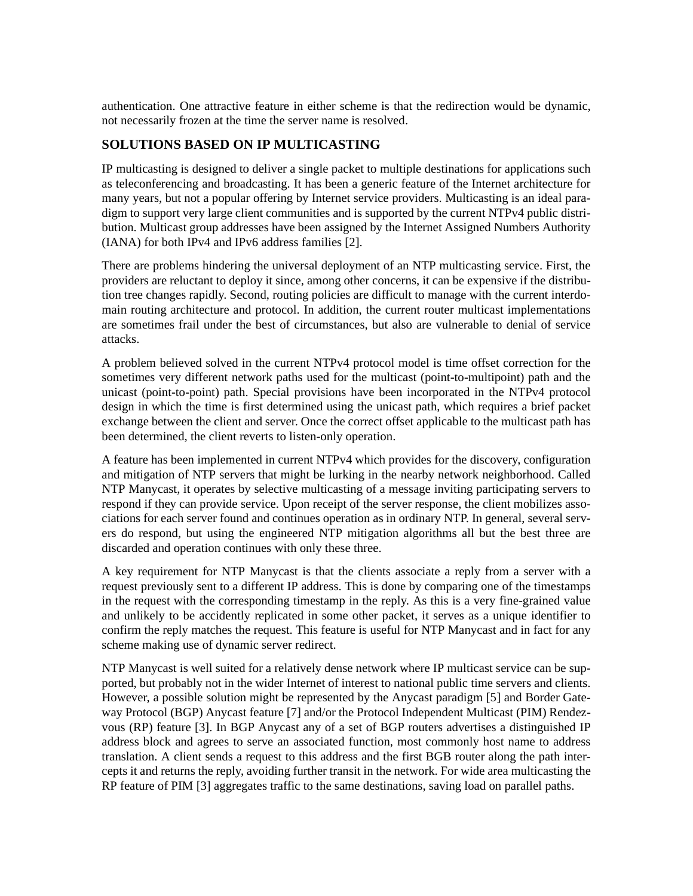authentication. One attractive feature in either scheme is that the redirection would be dynamic, not necessarily frozen at the time the server name is resolved.

## SOLUTIONS BASED ON IP MULTICASTING

IP multicasting is designed to deliver a single packet to multiple destinations for applications such as teleconferencing and broadcasting. It has been a generic feature of the Internet architecture for many years, but not a popular offering by Internet service providers. Multicasting is an ideal paradigm to support very large client communities and is supported by the current NTPv4 public distribution. Multicast group addresses have been assigned by the Internet Assigned Numbers Authority (IANA) for both IPv4 and IPv6 address families [2].

There are problems hindering the universal deployment of an NTP multicasting service. First, the providers are reluctant to deploy it since, among other concerns, it can be expensive if the distribution tree changes rapidly. Second, routing policies are difficult to manage with the current interdomain routing architecture and protocol. In addition, the current router multicast implementations are sometimes frail under the best of circumstances, but also are vulnerable to denial of service attacks.

A problem believed solved in the current NTPv4 protocol model is time offset correction for the sometimes very different network paths used for the multicast (point-to-multipoint) path and the unicast (point-to-point) path. Special provisions have been incorporated in the NTPv4 protocol design in which the time is first determined using the unicast path, which requires a brief packet exchange between the client and server. Once the correct offset applicable to the multicast path has been determined, the client reverts to listen-only operation.

A feature has been implemented in current NTPv4 which provides for the discovery, configuration and mitigation of NTP servers that might be lurking in the nearby network neighborhood. Called NTP Manycast, it operates by selective multicasting of a message inviting participating servers to respond if they can provide service. Upon receipt of the server response, the client mobilizes associations for each server found and continues operation as in ordinary NTP. In general, several servers do respond, but using the engineered NTP mitigation algorithms all but the best three are discarded and operation continues with only these three.

A key requirement for NTP Manycast is that the clients associate a reply from a server with a request previously sent to a different IP address. This is done by comparing one of the timestamps in the request with the corresponding timestamp in the reply. As this is a very fine-grained value and unlikely to be accidently replicated in some other packet, it serves as a unique identifier to confirm the reply matches the request. This feature is useful for NTP Manycast and in fact for any scheme making use of dynamic server redirect.

NTP Manycast is well suited for a relatively dense network where IP multicast service can be supported, but probably not in the wider Internet of interest to national public time servers and clients. However, a possible solution might be represented by the Anycast paradigm [5] and Border Gateway Protocol (BGP) Anycast feature [7] and/or the Protocol Independent Multicast (PIM) Rendezvous (RP) feature [3]. In BGP Anycast any of a set of BGP routers advertises a distinguished IP address block and agrees to serve an associated function, most commonly host name to address translation. A client sends a request to this address and the first BGB router along the path intercepts it and returns the reply, avoiding further transit in the network. For wide area multicasting the RP feature of PIM [3] aggregates traffic to the same destinations, saving load on parallel paths.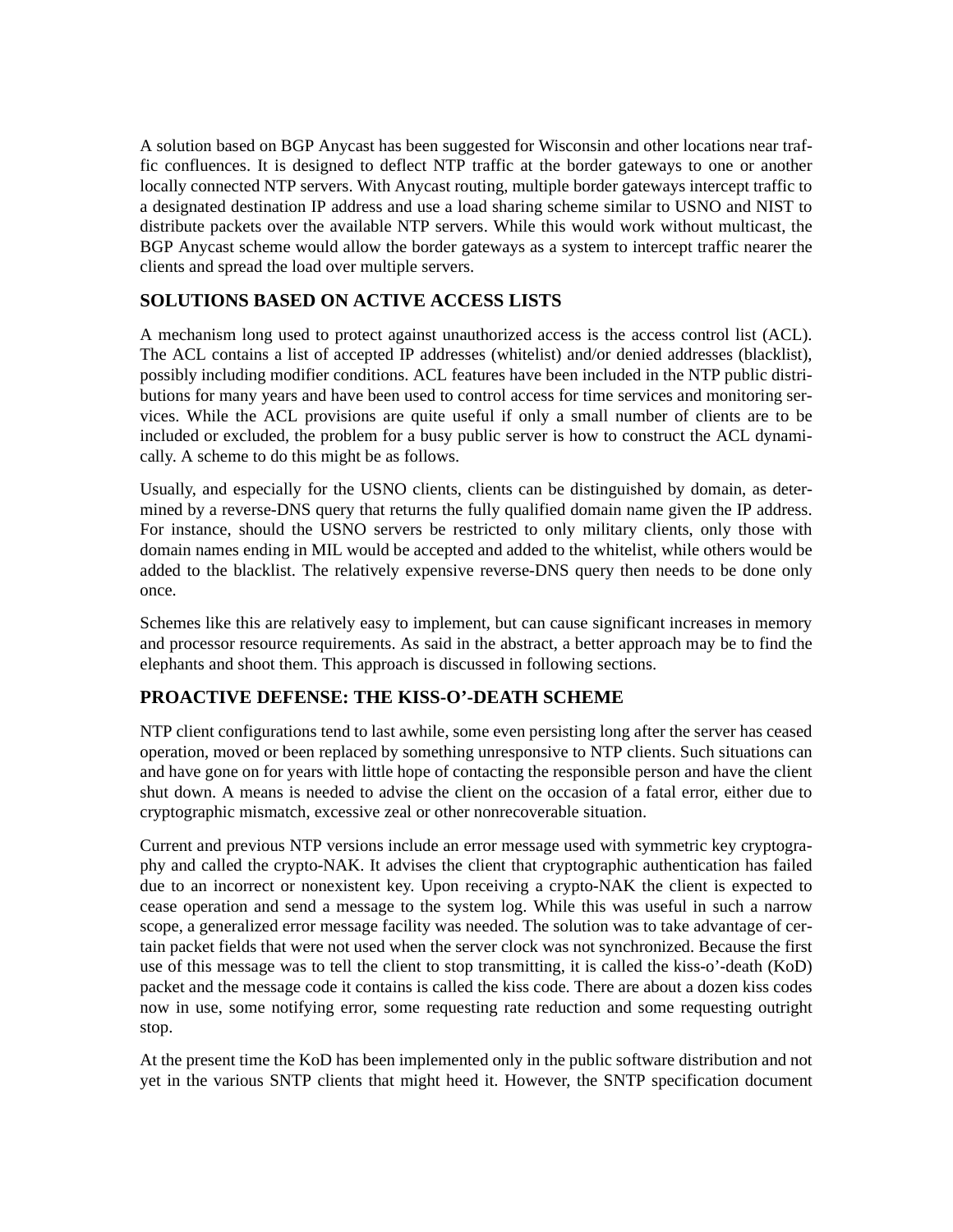A solution based on BGP Anycast has been suggested for Wisconsin and other locations near traffic confluences. It is designed to deflect NTP traffic at the border gateways to one or another locally connected NTP servers. With Anycast routing, multiple border gateways intercept traffic to a designated destination IP address and use a load sharing scheme similar to USNO and NIST to distribute packets over the available NTP servers. While this would work without multicast, the BGP Anycast scheme would allow the border gateways as a system to intercept traffic nearer the clients and spread the load over multiple servers.

## SOLUTIONS BASED ON ACTIVE ACCESS LISTS

A mechanism long used to protect against unauthorized access is the access control list (ACL). The ACL contains a list of accepted IP addresses (whitelist) and/or denied addresses (blacklist), possibly including modifier conditions. ACL features have been included in the NTP public distributions for many years and have been used to control access for time services and monitoring services. While the ACL provisions are quite useful if only a small number of clients are to be included or excluded, the problem for a busy public server is how to construct the ACL dynamically. A scheme to do this might be as follows.

Usually, and especially for the USNO clients, clients can be distinguished by domain, as determined by a reverse-DNS query that returns the fully qualified domain name given the IP address. For instance, should the USNO servers be restricted to only military clients, only those with domain names ending in MIL would be accepted and added to the whitelist, while others would be added to the blacklist. The relatively expensive reverse-DNS query then needs to be done only once.

Schemes like this are relatively easy to implement, but can cause significant increases in memory and processor resource requirements. As said in the abstract, a better approach may be to find the elephants and shoot them. This approach is discussed in following sections.

## PROACTIVE DEFENSE: THE KISS-O'-DEATH SCHEME

NTP client configurations tend to last awhile, some even persisting long after the server has ceased operation, moved or been replaced by something unresponsive to NTP clients. Such situations can and have gone on for years with little hope of contacting the responsible person and have the client shut down. A means is needed to advise the client on the occasion of a fatal error, either due to cryptographic mismatch, excessive zeal or other nonrecoverable situation.

Current and previous NTP versions include an error message used with symmetric key cryptography and called the crypto-NAK. It advises the client that cryptographic authentication has failed due to an incorrect or nonexistent key. Upon receiving a crypto-NAK the client is expected to cease operation and send a message to the system log. While this was useful in such a narrow scope, a generalized error message facility was needed. The solution was to take advantage of certain packet fields that were not used when the server clock was not synchronized. Because the first use of this message was to tell the client to stop transmitting, it is called the kiss-o'-death (KoD) packet and the message code it contains is called the kiss code. There are about a dozen kiss codes now in use, some notifying error, some requesting rate reduction and some requesting outright stop.

At the present time the KoD has been implemented only in the public software distribution and not yet in the various SNTP clients that might heed it. However, the SNTP specification document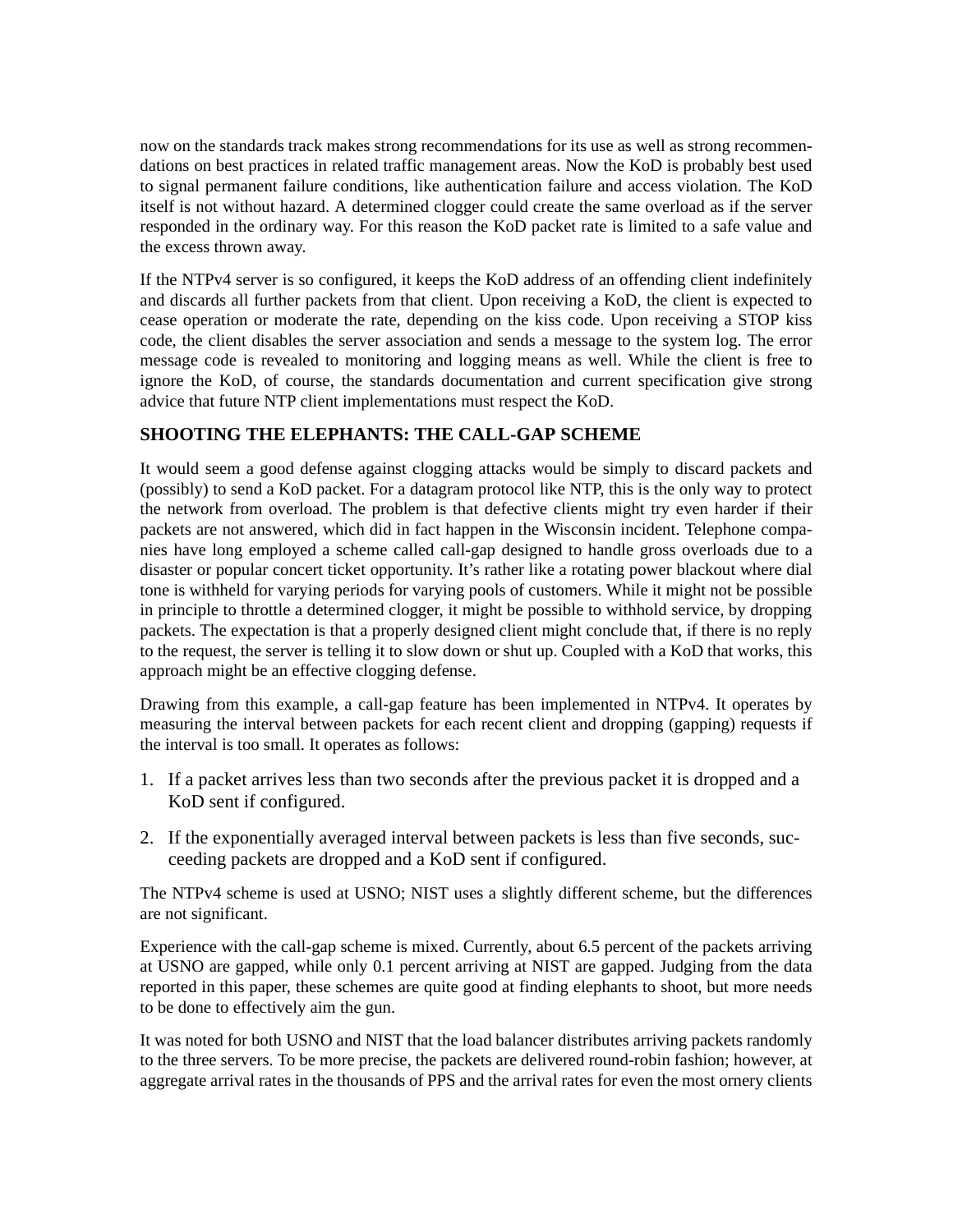now on the standards track makes strong recommendations for its use as well as strong recommendations on best practices in related traffic management areas. Now the KoD is probably best used to signal permanent failure conditions, like authentication failure and access violation. The KoD itself is not without hazard. A determined clogger could create the same overload as if the server responded in the ordinary way. For this reason the KoD packet rate is limited to a safe value and the excess thrown away.

If the NTPv4 server is so configured, it keeps the KoD address of an offending client indefinitely and discards all further packets from that client. Upon receiving a KoD, the client is expected to cease operation or moderate the rate, depending on the kiss code. Upon receiving a STOP kiss code, the client disables the server association and sends a message to the system log. The error message code is revealed to monitoring and logging means as well. While the client is free to ignore the KoD, of course, the standards documentation and current specification give strong advice that future NTP client implementations must respect the KoD.

## SHOOTING THE ELEPHANTS: THE CALL-GAP SCHEME

It would seem a good defense against clogging attacks would be simply to discard packets and (possibly) to send a KoD packet. For a datagram protocol like NTP, this is the only way to protect the network from overload. The problem is that defective clients might try even harder if their packets are not answered, which did in fact happen in the Wisconsin incident. Telephone companies have long employed a scheme called call-gap designed to handle gross overloads due to a disaster or popular concert ticket opportunity. It's rather like a rotating power blackout where dial tone is withheld for varying periods for varying pools of customers. While it might not be possible in principle to throttle a determined clogger, it might be possible to withhold service, by dropping packets. The expectation is that a properly designed client might conclude that, if there is no reply to the request, the server is telling it to slow down or shut up. Coupled with a KoD that works, this approach might be an effective clogging defense.

Drawing from this example, a call-gap feature has been implemented in NTPv4. It operates by measuring the interval between packets for each recent client and dropping (gapping) requests if the interval is too small. It operates as follows:

1. If a packet arrives less than two seconds after the previous packet it is dropped and a KoD sent if configured.
2. If the exponentially averaged interval between packets is less than five seconds, succeeding packets are dropped and a KoD sent if configured.

The NTPv4 scheme is used at USNO; NIST uses a slightly different scheme, but the differences are not significant.

Experience with the call-gap scheme is mixed. Currently, about 6.5 percent of the packets arriving at USNO are gapped, while only 0.1 percent arriving at NIST are gapped. Judging from the data reported in this paper, these schemes are quite good at finding elephants to shoot, but more needs to be done to effectively aim the gun.

It was noted for both USNO and NIST that the load balancer distributes arriving packets randomly to the three servers. To be more precise, the packets are delivered round-robin fashion; however, at aggregate arrival rates in the thousands of PPS and the arrival rates for even the most ornery clients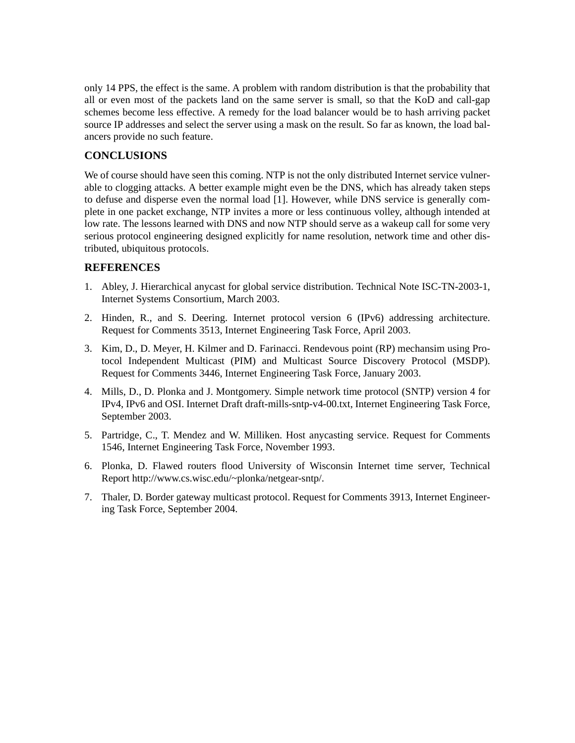only 14 PPS, the effect is the same. A problem with random distribution is that the probability that all or even most of the packets land on the same server is small, so that the KoD and call-gap schemes become less effective. A remedy for the load balancer would be to hash arriving packet source IP addresses and select the server using a mask on the result. So far as known, the load balancers provide no such feature.

## CONCLUSIONS

We of course should have seen this coming. NTP is not the only distributed Internet service vulnerable to clogging attacks. A better example might even be the DNS, which has already taken steps to defuse and disperse even the normal load [1]. However, while DNS service is generally complete in one packet exchange, NTP invites a more or less continuous volley, although intended at low rate. The lessons learned with DNS and now NTP should serve as a wakeup call for some very serious protocol engineering designed explicitly for name resolution, network time and other distributed, ubiquitous protocols.

## REFERENCES

1. Abley, J. Hierarchical anycast for global service distribution. Technical Note ISC-TN-2003-1, Internet Systems Consortium, March 2003.

2. Hinden, R., and S. Deering. Internet protocol version 6 (IPv6) addressing architecture. Request for Comments 3513, Internet Engineering Task Force, April 2003.

3. Kim, D., D. Meyer, H. Kilmer and D. Farinacci. Rendevous point (RP) mechansim using Protocol Independent Multicast (PIM) and Multicast Source Discovery Protocol (MSDP). Request for Comments 3446, Internet Engineering Task Force, January 2003.

4. Mills, D., D. Plonka and J. Montgomery. Simple network time protocol (SNTP) version 4 for IPv4, IPv6 and OSI. Internet Draft draft-mills-sntp-v4-00.txt, Internet Engineering Task Force, September 2003.

5. Partridge, C., T. Mendez and W. Milliken. Host anycasting service. Request for Comments 1546, Internet Engineering Task Force, November 1993.

6. Plonka, D. Flawed routers flood University of Wisconsin Internet time server, Technical Report http://www.cs.wisc.edu/~plonka/netgear-sntp/.

7. Thaler, D. Border gateway multicast protocol. Request for Comments 3913, Internet Engineering Task Force, September 2004.